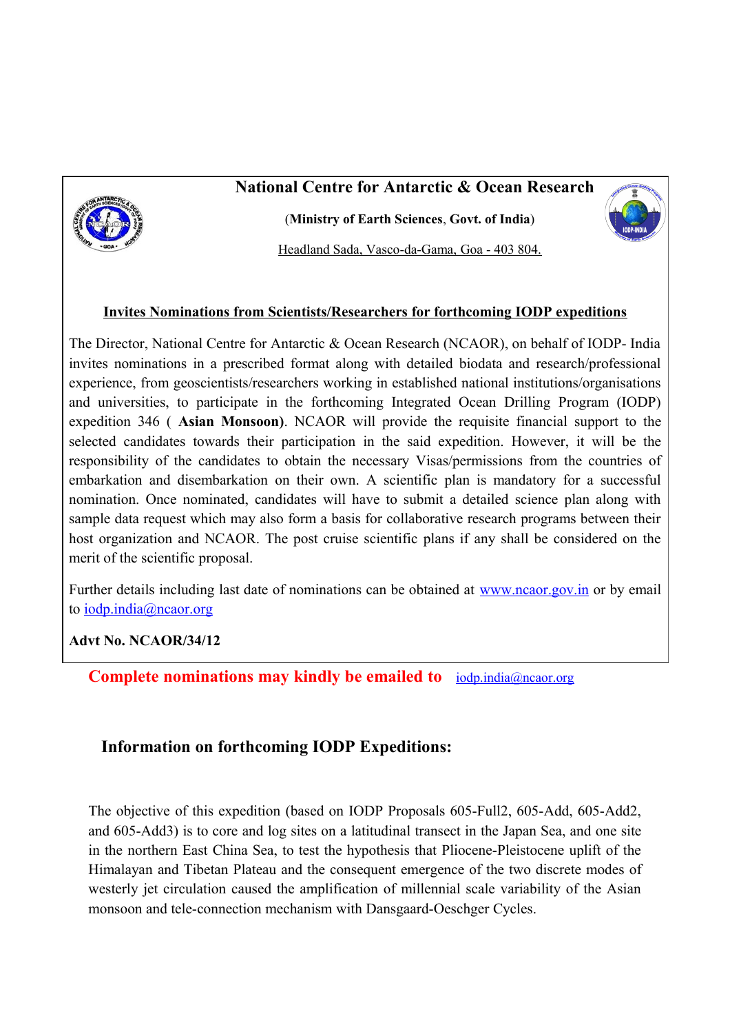# National Centre for Antarctic & Ocean Research

(**Ministry of Earth Sciences**, **Govt. of India**)

Headland Sada, Vasco-da-Gama, Goa - 403 804.

## Invites Nominations from Scientists/Researchers for forthcoming IODP expeditions

The Director, National Centre for Antarctic & Ocean Research (NCAOR), on behalf of IODP- India invites nominations in a prescribed format along with detailed biodata and research/professional experience, from geoscientists/researchers working in established national institutions/organisations and universities, to participate in the forthcoming Integrated Ocean Drilling Program (IODP) expedition 346 ( **Asian Monsoon)**. NCAOR will provide the requisite financial support to the selected candidates towards their participation in the said expedition. However, it will be the responsibility of the candidates to obtain the necessary Visas/permissions from the countries of embarkation and disembarkation on their own. A scientific plan is mandatory for a successful nomination. Once nominated, candidates will have to submit a detailed science plan along with sample data request which may also form a basis for collaborative research programs between their host organization and NCAOR. The post cruise scientific plans if any shall be considered on the merit of the scientific proposal.

Further details including last date of nominations can be obtained at www.ncaor.gov.in or by email to iodp.india@ncaor.org

**Advt No. NCAOR/34/12**

**Complete nominations may kindly be emailed to** iodp.india@ncaor.org

## Information on forthcoming IODP Expeditions:

The objective of this expedition (based on IODP Proposals 605-Full2, 605-Add, 605-Add2, and 605-Add3) is to core and log sites on a latitudinal transect in the Japan Sea, and one site in the northern East China Sea, to test the hypothesis that Pliocene-Pleistocene uplift of the Himalayan and Tibetan Plateau and the consequent emergence of the two discrete modes of westerly jet circulation caused the amplification of millennial scale variability of the Asian monsoon and tele-connection mechanism with Dansgaard-Oeschger Cycles.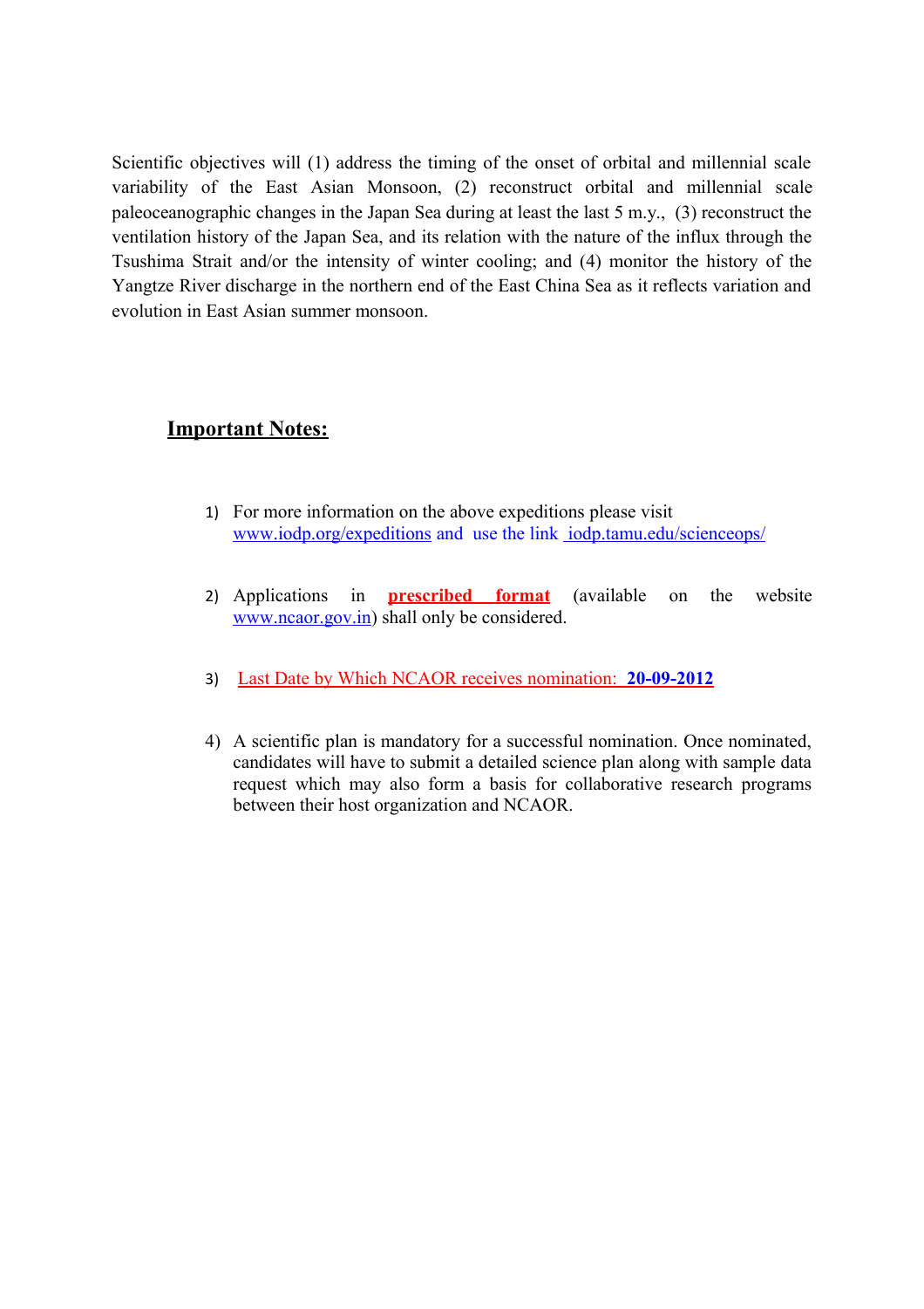Scientific objectives will (1) address the timing of the onset of orbital and millennial scale variability of the East Asian Monsoon, (2) reconstruct orbital and millennial scale paleoceanographic changes in the Japan Sea during at least the last 5 m.y., (3) reconstruct the ventilation history of the Japan Sea, and its relation with the nature of the influx through the Tsushima Strait and/or the intensity of winter cooling; and (4) monitor the history of the Yangtze River discharge in the northern end of the East China Sea as it reflects variation and evolution in East Asian summer monsoon.

## Important Notes:

1) For more information on the above expeditions please visit www.iodp.org/expeditions and use the link iodp.tamu.edu/scienceops/

2) Applications in **prescribed format** (available on the website www.ncaor.gov.in) shall only be considered.

3) Last Date by Which NCAOR receives nomination: **20-09-2012**

4) A scientific plan is mandatory for a successful nomination. Once nominated, candidates will have to submit a detailed science plan along with sample data request which may also form a basis for collaborative research programs between their host organization and NCAOR.